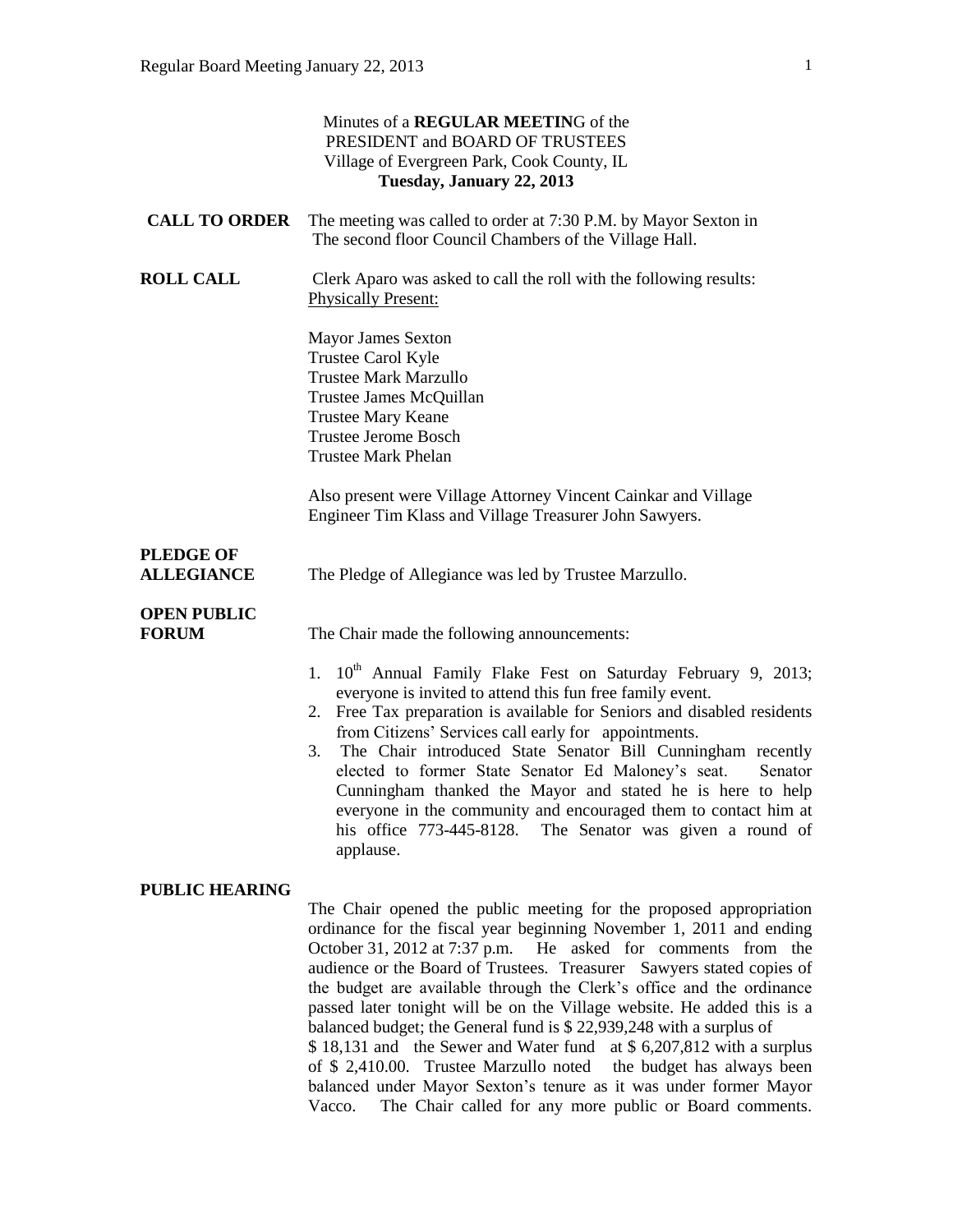Minutes of a **REGULAR MEETIN**G of the
PRESIDENT and BOARD OF TRUSTEES
Village of Evergreen Park, Cook County, IL
**Tuesday, January 22, 2013**

**CALL TO ORDER** The meeting was called to order at 7:30 P.M. by Mayor Sexton in The second floor Council Chambers of the Village Hall.

**ROLL CALL** Clerk Aparo was asked to call the roll with the following results:
Physically Present:

Mayor James Sexton
Trustee Carol Kyle
Trustee Mark Marzullo
Trustee James McQuillan
Trustee Mary Keane
Trustee Jerome Bosch
Trustee Mark Phelan

Also present were Village Attorney Vincent Cainkar and Village Engineer Tim Klass and Village Treasurer John Sawyers.

**PLEDGE OF ALLEGIANCE** The Pledge of Allegiance was led by Trustee Marzullo.

**OPEN PUBLIC FORUM** The Chair made the following announcements:

1. 10th Annual Family Flake Fest on Saturday February 9, 2013; everyone is invited to attend this fun free family event.
2. Free Tax preparation is available for Seniors and disabled residents from Citizens' Services call early for appointments.
3. The Chair introduced State Senator Bill Cunningham recently elected to former State Senator Ed Maloney's seat. Senator Cunningham thanked the Mayor and stated he is here to help everyone in the community and encouraged them to contact him at his office 773-445-8128. The Senator was given a round of applause.

**PUBLIC HEARING**

The Chair opened the public meeting for the proposed appropriation ordinance for the fiscal year beginning November 1, 2011 and ending October 31, 2012 at 7:37 p.m. He asked for comments from the audience or the Board of Trustees. Treasurer Sawyers stated copies of the budget are available through the Clerk's office and the ordinance passed later tonight will be on the Village website. He added this is a balanced budget; the General fund is \$ 22,939,248 with a surplus of \$ 18,131 and the Sewer and Water fund at \$ 6,207,812 with a surplus of \$ 2,410.00. Trustee Marzullo noted the budget has always been balanced under Mayor Sexton's tenure as it was under former Mayor Vacco. The Chair called for any more public or Board comments.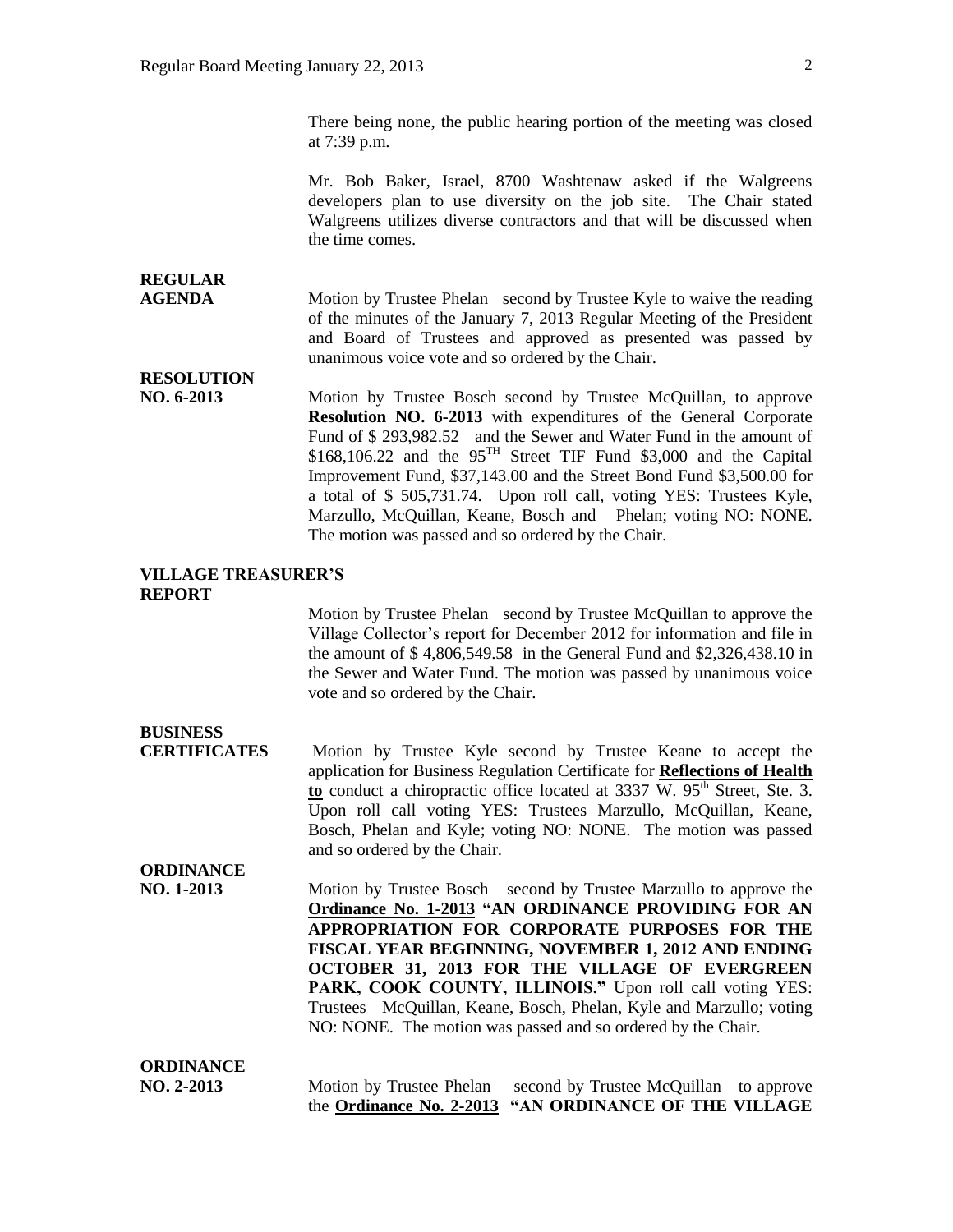There being none, the public hearing portion of the meeting was closed at 7:39 p.m.

Mr. Bob Baker, Israel, 8700 Washtenaw asked if the Walgreens developers plan to use diversity on the job site. The Chair stated Walgreens utilizes diverse contractors and that will be discussed when the time comes.

**REGULAR AGENDA**

Motion by Trustee Phelan second by Trustee Kyle to waive the reading of the minutes of the January 7, 2013 Regular Meeting of the President and Board of Trustees and approved as presented was passed by unanimous voice vote and so ordered by the Chair.

**RESOLUTION NO. 6-2013**

Motion by Trustee Bosch second by Trustee McQuillan, to approve **Resolution NO. 6-2013** with expenditures of the General Corporate Fund of \$ 293,982.52 and the Sewer and Water Fund in the amount of \$168,106.22 and the 95TH Street TIF Fund \$3,000 and the Capital Improvement Fund, \$37,143.00 and the Street Bond Fund \$3,500.00 for a total of \$ 505,731.74. Upon roll call, voting YES: Trustees Kyle, Marzullo, McQuillan, Keane, Bosch and Phelan; voting NO: NONE. The motion was passed and so ordered by the Chair.

**VILLAGE TREASURER'S REPORT**

Motion by Trustee Phelan second by Trustee McQuillan to approve the Village Collector's report for December 2012 for information and file in the amount of \$ 4,806,549.58 in the General Fund and \$2,326,438.10 in the Sewer and Water Fund. The motion was passed by unanimous voice vote and so ordered by the Chair.

**BUSINESS CERTIFICATES**

Motion by Trustee Kyle second by Trustee Keane to accept the application for Business Regulation Certificate for **Reflections of Health to** conduct a chiropractic office located at 3337 W. 95th Street, Ste. 3. Upon roll call voting YES: Trustees Marzullo, McQuillan, Keane, Bosch, Phelan and Kyle; voting NO: NONE. The motion was passed and so ordered by the Chair.

**ORDINANCE NO. 1-2013**

Motion by Trustee Bosch second by Trustee Marzullo to approve the **Ordinance No. 1-2013 "AN ORDINANCE PROVIDING FOR AN APPROPRIATION FOR CORPORATE PURPOSES FOR THE FISCAL YEAR BEGINNING, NOVEMBER 1, 2012 AND ENDING OCTOBER 31, 2013 FOR THE VILLAGE OF EVERGREEN PARK, COOK COUNTY, ILLINOIS."** Upon roll call voting YES: Trustees McQuillan, Keane, Bosch, Phelan, Kyle and Marzullo; voting NO: NONE. The motion was passed and so ordered by the Chair.

**ORDINANCE NO. 2-2013**

Motion by Trustee Phelan second by Trustee McQuillan to approve the **Ordinance No. 2-2013 "AN ORDINANCE OF THE VILLAGE**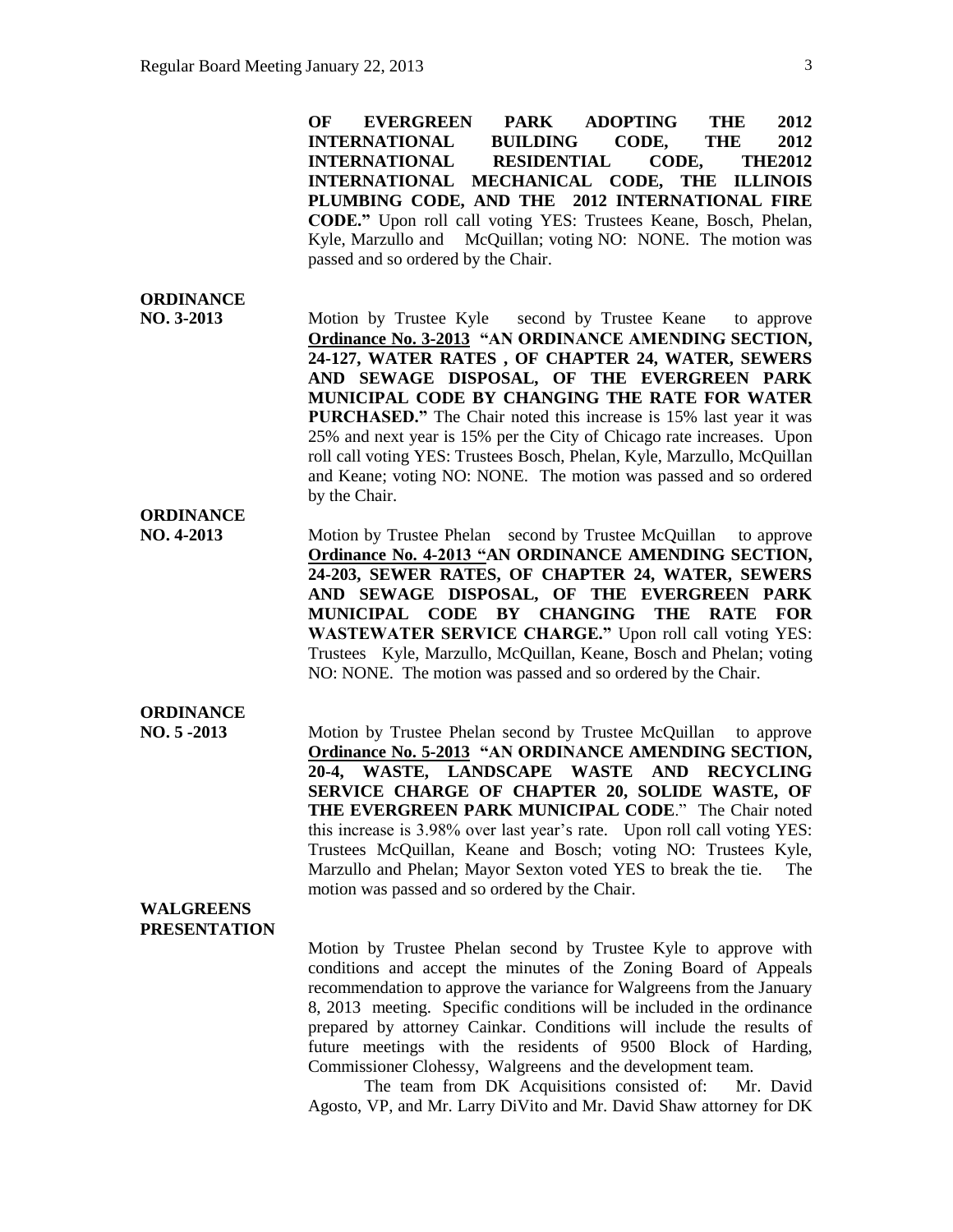**OF EVERGREEN PARK ADOPTING THE 2012 INTERNATIONAL BUILDING CODE, THE 2012 INTERNATIONAL RESIDENTIAL CODE, THE2012 INTERNATIONAL MECHANICAL CODE, THE ILLINOIS PLUMBING CODE, AND THE 2012 INTERNATIONAL FIRE CODE."** Upon roll call voting YES: Trustees Keane, Bosch, Phelan, Kyle, Marzullo and McQuillan; voting NO: NONE. The motion was passed and so ordered by the Chair.

**ORDINANCE NO. 3-2013**

Motion by Trustee Kyle second by Trustee Keane to approve **Ordinance No. 3-2013 "AN ORDINANCE AMENDING SECTION, 24-127, WATER RATES , OF CHAPTER 24, WATER, SEWERS AND SEWAGE DISPOSAL, OF THE EVERGREEN PARK MUNICIPAL CODE BY CHANGING THE RATE FOR WATER PURCHASED."** The Chair noted this increase is 15% last year it was 25% and next year is 15% per the City of Chicago rate increases. Upon roll call voting YES: Trustees Bosch, Phelan, Kyle, Marzullo, McQuillan and Keane; voting NO: NONE. The motion was passed and so ordered by the Chair.

**ORDINANCE NO. 4-2013**

Motion by Trustee Phelan second by Trustee McQuillan to approve **Ordinance No. 4-2013 "AN ORDINANCE AMENDING SECTION, 24-203, SEWER RATES, OF CHAPTER 24, WATER, SEWERS AND SEWAGE DISPOSAL, OF THE EVERGREEN PARK MUNICIPAL CODE BY CHANGING THE RATE FOR WASTEWATER SERVICE CHARGE."** Upon roll call voting YES: Trustees Kyle, Marzullo, McQuillan, Keane, Bosch and Phelan; voting NO: NONE. The motion was passed and so ordered by the Chair.

**ORDINANCE NO. 5 -2013**

Motion by Trustee Phelan second by Trustee McQuillan to approve **Ordinance No. 5-2013 "AN ORDINANCE AMENDING SECTION, 20-4, WASTE, LANDSCAPE WASTE AND RECYCLING SERVICE CHARGE OF CHAPTER 20, SOLIDE WASTE, OF THE EVERGREEN PARK MUNICIPAL CODE**." The Chair noted this increase is 3.98% over last year's rate. Upon roll call voting YES: Trustees McQuillan, Keane and Bosch; voting NO: Trustees Kyle, Marzullo and Phelan; Mayor Sexton voted YES to break the tie. The motion was passed and so ordered by the Chair.

**WALGREENS PRESENTATION**

Motion by Trustee Phelan second by Trustee Kyle to approve with conditions and accept the minutes of the Zoning Board of Appeals recommendation to approve the variance for Walgreens from the January 8, 2013 meeting. Specific conditions will be included in the ordinance prepared by attorney Cainkar. Conditions will include the results of future meetings with the residents of 9500 Block of Harding, Commissioner Clohessy, Walgreens and the development team.

The team from DK Acquisitions consisted of: Mr. David Agosto, VP, and Mr. Larry DiVito and Mr. David Shaw attorney for DK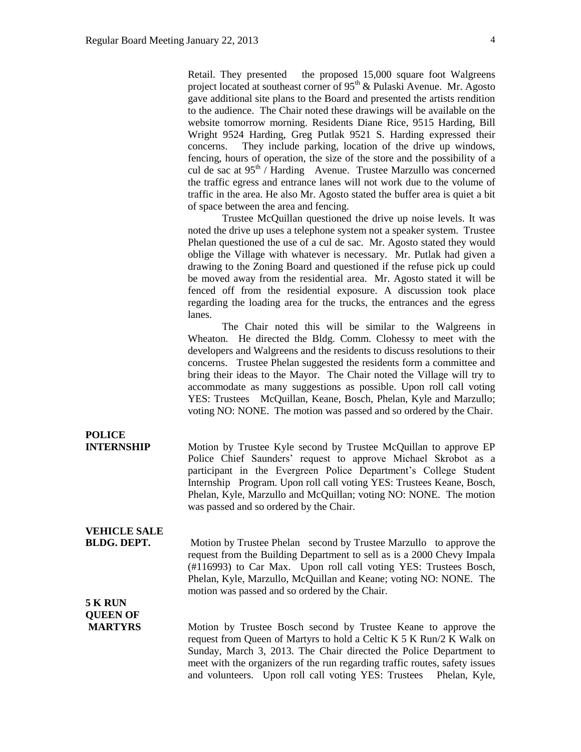Retail. They presented the proposed 15,000 square foot Walgreens project located at southeast corner of 95th & Pulaski Avenue. Mr. Agosto gave additional site plans to the Board and presented the artists rendition to the audience. The Chair noted these drawings will be available on the website tomorrow morning. Residents Diane Rice, 9515 Harding, Bill Wright 9524 Harding, Greg Putlak 9521 S. Harding expressed their concerns. They include parking, location of the drive up windows, fencing, hours of operation, the size of the store and the possibility of a cul de sac at 95th / Harding Avenue. Trustee Marzullo was concerned the traffic egress and entrance lanes will not work due to the volume of traffic in the area. He also Mr. Agosto stated the buffer area is quiet a bit of space between the area and fencing.

Trustee McQuillan questioned the drive up noise levels. It was noted the drive up uses a telephone system not a speaker system. Trustee Phelan questioned the use of a cul de sac. Mr. Agosto stated they would oblige the Village with whatever is necessary. Mr. Putlak had given a drawing to the Zoning Board and questioned if the refuse pick up could be moved away from the residential area. Mr. Agosto stated it will be fenced off from the residential exposure. A discussion took place regarding the loading area for the trucks, the entrances and the egress lanes.

The Chair noted this will be similar to the Walgreens in Wheaton. He directed the Bldg. Comm. Clohessy to meet with the developers and Walgreens and the residents to discuss resolutions to their concerns. Trustee Phelan suggested the residents form a committee and bring their ideas to the Mayor. The Chair noted the Village will try to accommodate as many suggestions as possible. Upon roll call voting YES: Trustees McQuillan, Keane, Bosch, Phelan, Kyle and Marzullo; voting NO: NONE. The motion was passed and so ordered by the Chair.

**POLICE INTERNSHIP**

Motion by Trustee Kyle second by Trustee McQuillan to approve EP Police Chief Saunders' request to approve Michael Skrobot as a participant in the Evergreen Police Department's College Student Internship Program. Upon roll call voting YES: Trustees Keane, Bosch, Phelan, Kyle, Marzullo and McQuillan; voting NO: NONE. The motion was passed and so ordered by the Chair.

**VEHICLE SALE BLDG. DEPT.**

Motion by Trustee Phelan second by Trustee Marzullo to approve the request from the Building Department to sell as is a 2000 Chevy Impala (#116993) to Car Max. Upon roll call voting YES: Trustees Bosch, Phelan, Kyle, Marzullo, McQuillan and Keane; voting NO: NONE. The motion was passed and so ordered by the Chair.

**5 K RUN QUEEN OF MARTYRS**

Motion by Trustee Bosch second by Trustee Keane to approve the request from Queen of Martyrs to hold a Celtic K 5 K Run/2 K Walk on Sunday, March 3, 2013. The Chair directed the Police Department to meet with the organizers of the run regarding traffic routes, safety issues and volunteers. Upon roll call voting YES: Trustees Phelan, Kyle,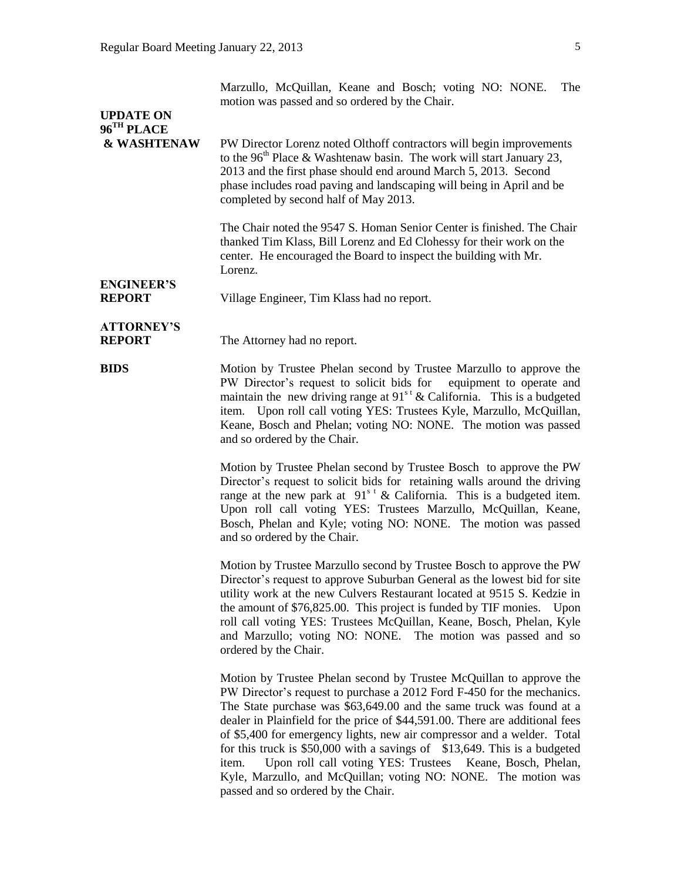Marzullo, McQuillan, Keane and Bosch; voting NO: NONE. The motion was passed and so ordered by the Chair.

**UPDATE ON 96[TH] PLACE & WASHTENAW**

PW Director Lorenz noted Olthoff contractors will begin improvements to the 96[th] Place & Washtenaw basin. The work will start January 23, 2013 and the first phase should end around March 5, 2013. Second phase includes road paving and landscaping will being in April and be completed by second half of May 2013.

The Chair noted the 9547 S. Homan Senior Center is finished. The Chair thanked Tim Klass, Bill Lorenz and Ed Clohessy for their work on the center. He encouraged the Board to inspect the building with Mr. Lorenz.

**ENGINEER'S REPORT**

Village Engineer, Tim Klass had no report.

**ATTORNEY'S REPORT**

The Attorney had no report.

**BIDS**

Motion by Trustee Phelan second by Trustee Marzullo to approve the PW Director's request to solicit bids for equipment to operate and maintain the new driving range at 91[st] & California. This is a budgeted item. Upon roll call voting YES: Trustees Kyle, Marzullo, McQuillan, Keane, Bosch and Phelan; voting NO: NONE. The motion was passed and so ordered by the Chair.

Motion by Trustee Phelan second by Trustee Bosch to approve the PW Director's request to solicit bids for retaining walls around the driving range at the new park at 91[st] & California. This is a budgeted item. Upon roll call voting YES: Trustees Marzullo, McQuillan, Keane, Bosch, Phelan and Kyle; voting NO: NONE. The motion was passed and so ordered by the Chair.

Motion by Trustee Marzullo second by Trustee Bosch to approve the PW Director's request to approve Suburban General as the lowest bid for site utility work at the new Culvers Restaurant located at 9515 S. Kedzie in the amount of $76,825.00. This project is funded by TIF monies. Upon roll call voting YES: Trustees McQuillan, Keane, Bosch, Phelan, Kyle and Marzullo; voting NO: NONE. The motion was passed and so ordered by the Chair.

Motion by Trustee Phelan second by Trustee McQuillan to approve the PW Director's request to purchase a 2012 Ford F-450 for the mechanics. The State purchase was $63,649.00 and the same truck was found at a dealer in Plainfield for the price of $44,591.00. There are additional fees of $5,400 for emergency lights, new air compressor and a welder. Total for this truck is $50,000 with a savings of $13,649. This is a budgeted item. Upon roll call voting YES: Trustees Keane, Bosch, Phelan, Kyle, Marzullo, and McQuillan; voting NO: NONE. The motion was passed and so ordered by the Chair.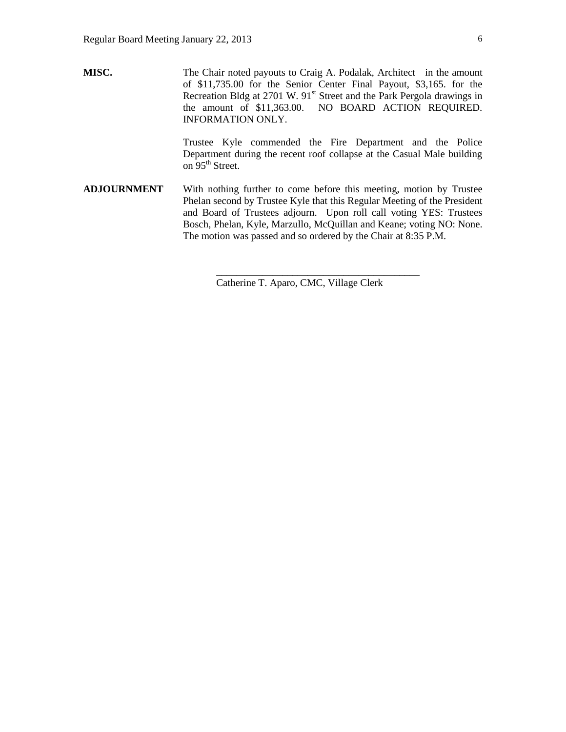**MISC.** The Chair noted payouts to Craig A. Podalak, Architect in the amount of $11,735.00 for the Senior Center Final Payout, $3,165. for the Recreation Bldg at 2701 W. 91st Street and the Park Pergola drawings in the amount of $11,363.00. NO BOARD ACTION REQUIRED. INFORMATION ONLY.

Trustee Kyle commended the Fire Department and the Police Department during the recent roof collapse at the Casual Male building on 95th Street.

**ADJOURNMENT** With nothing further to come before this meeting, motion by Trustee Phelan second by Trustee Kyle that this Regular Meeting of the President and Board of Trustees adjourn. Upon roll call voting YES: Trustees Bosch, Phelan, Kyle, Marzullo, McQuillan and Keane; voting NO: None. The motion was passed and so ordered by the Chair at 8:35 P.M.

\_\_\_\_\_\_\_\_\_\_\_\_\_\_\_\_\_\_\_\_\_\_\_\_\_\_\_\_\_\_\_\_\_\_\_\_\_\_\_\_

Catherine T. Aparo, CMC, Village Clerk